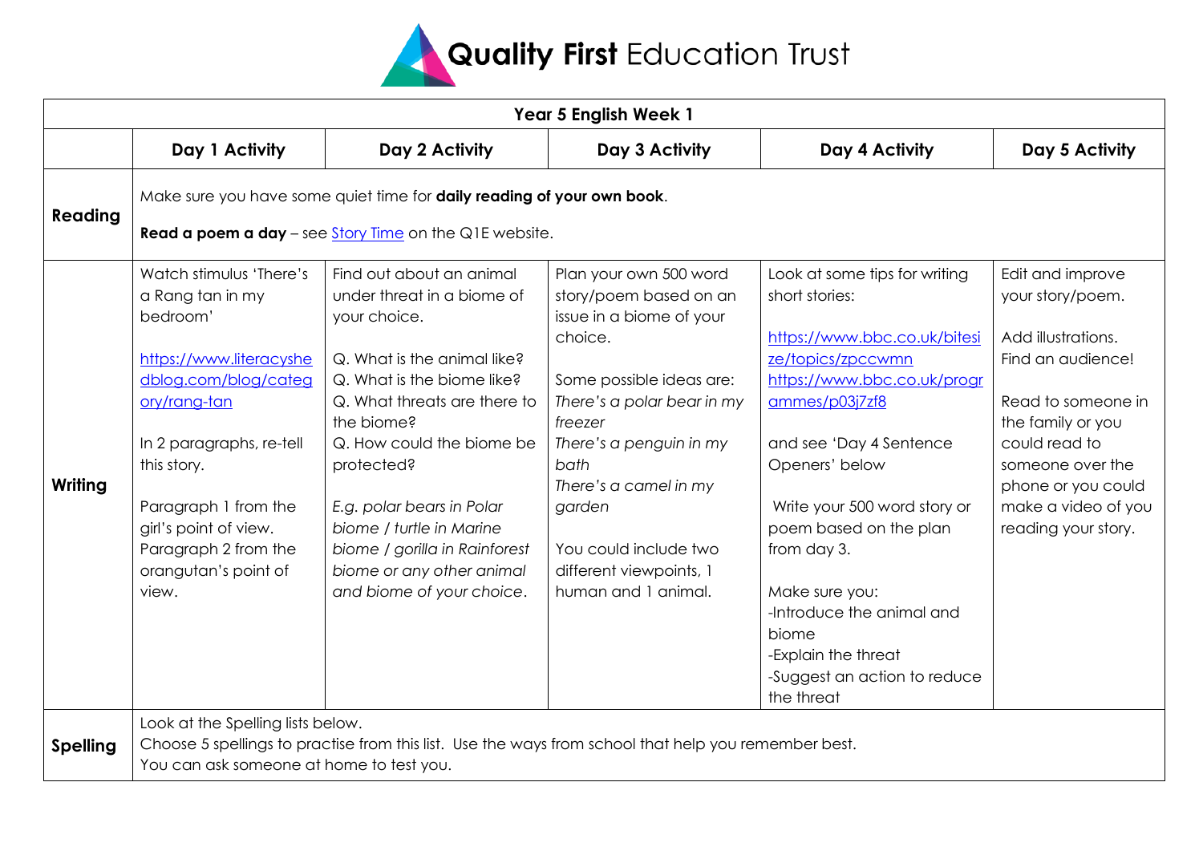# Quality First Education Trust

| Year 5 English Week 1 | | | | | |
|---|---|---|---|---|---|
| | **Day 1 Activity** | **Day 2 Activity** | **Day 3 Activity** | **Day 4 Activity** | **Day 5 Activity** |
| **Reading** | Make sure you have some quiet time for **daily reading of your own book**.<br><br>**Read a poem a day** – see Story Time on the Q1E website. | | | | |
| **Writing** | Watch stimulus 'There's a Rang tan in my bedroom'<br><br>https://www.literacyshedblog.com/blog/category/rang-tan<br><br>In 2 paragraphs, re-tell this story.<br><br>Paragraph 1 from the girl's point of view.<br>Paragraph 2 from the orangutan's point of view. | Find out about an animal under threat in a biome of your choice.<br><br>Q. What is the animal like?<br>Q. What is the biome like?<br>Q. What threats are there to the biome?<br>Q. How could the biome be protected?<br><br>*E.g. polar bears in Polar biome / turtle in Marine biome / gorilla in Rainforest biome or any other animal and biome of your choice.* | Plan your own 500 word story/poem based on an issue in a biome of your choice.<br><br>Some possible ideas are:<br>*There's a polar bear in my freezer*<br>*There's a penguin in my bath*<br>*There's a camel in my garden*<br><br>You could include two different viewpoints, 1 human and 1 animal. | Look at some tips for writing short stories:<br><br>https://www.bbc.co.uk/bitesize/topics/zpccwmn<br>https://www.bbc.co.uk/programmes/p03j7zf8<br><br>and see 'Day 4 Sentence Openers' below<br><br>Write your 500 word story or poem based on the plan from day 3.<br><br>Make sure you:<br>-Introduce the animal and biome<br>-Explain the threat<br>-Suggest an action to reduce the threat | Edit and improve your story/poem.<br><br>Add illustrations.<br>Find an audience!<br><br>Read to someone in the family or you could read to someone over the phone or you could make a video of you reading your story. |
| **Spelling** | Look at the Spelling lists below.<br>Choose 5 spellings to practise from this list. Use the ways from school that help you remember best.<br>You can ask someone at home to test you. | | | | |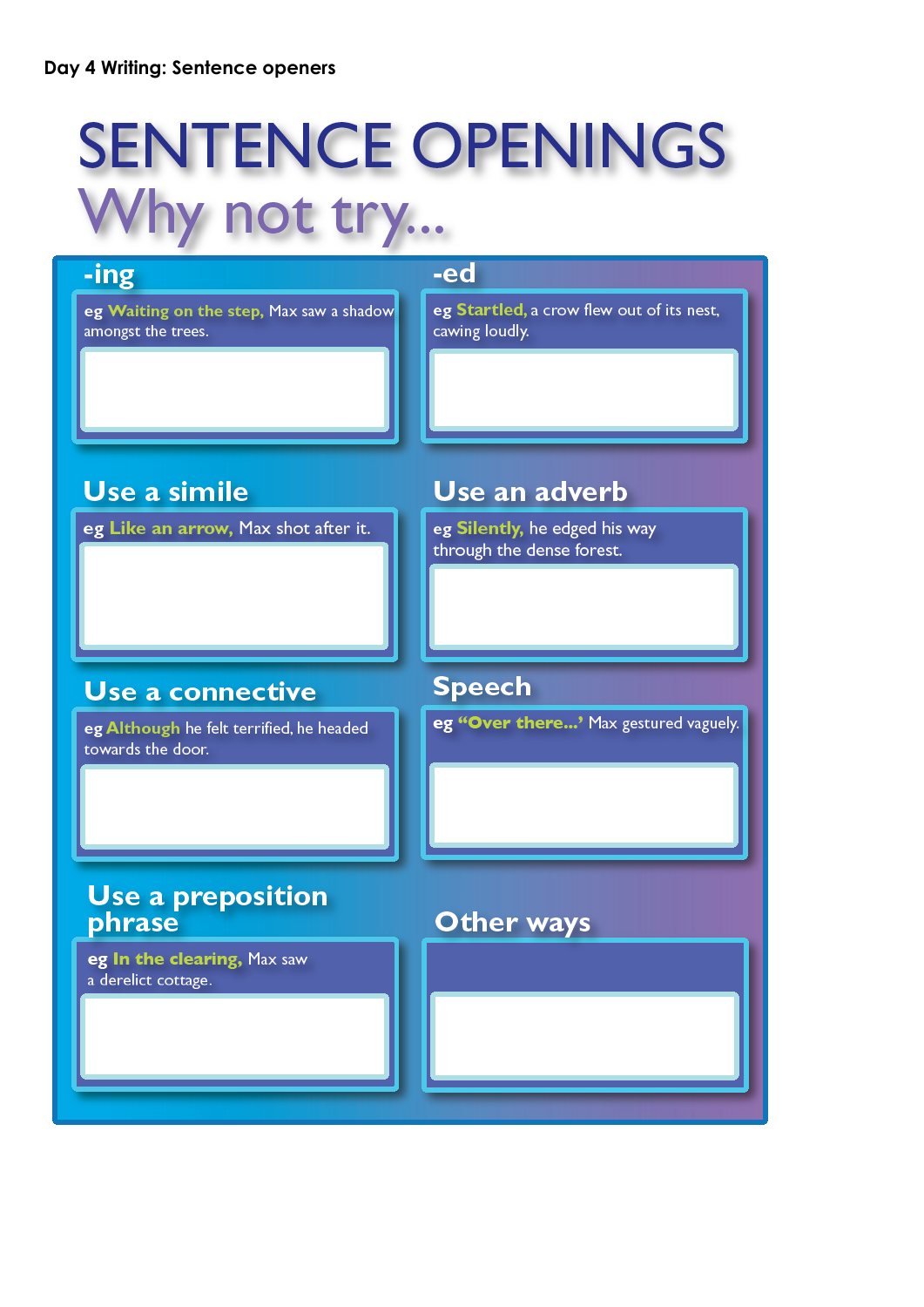Day 4 Writing: Sentence openers

# SENTENCE OPENINGS

## Why not try...

### -ing

eg **Waiting on the step,** Max saw a shadow amongst the trees.

### -ed

eg **Startled,** a crow flew out of its nest, cawing loudly.

### Use a simile

eg **Like an arrow,** Max shot after it.

### Use an adverb

eg **Silently,** he edged his way through the dense forest.

### Use a connective

eg **Although** he felt terrified, he headed towards the door.

### Speech

eg **"Over there...'** Max gestured vaguely.

### Use a preposition phrase

eg **In the clearing,** Max saw a derelict cottage.

### Other ways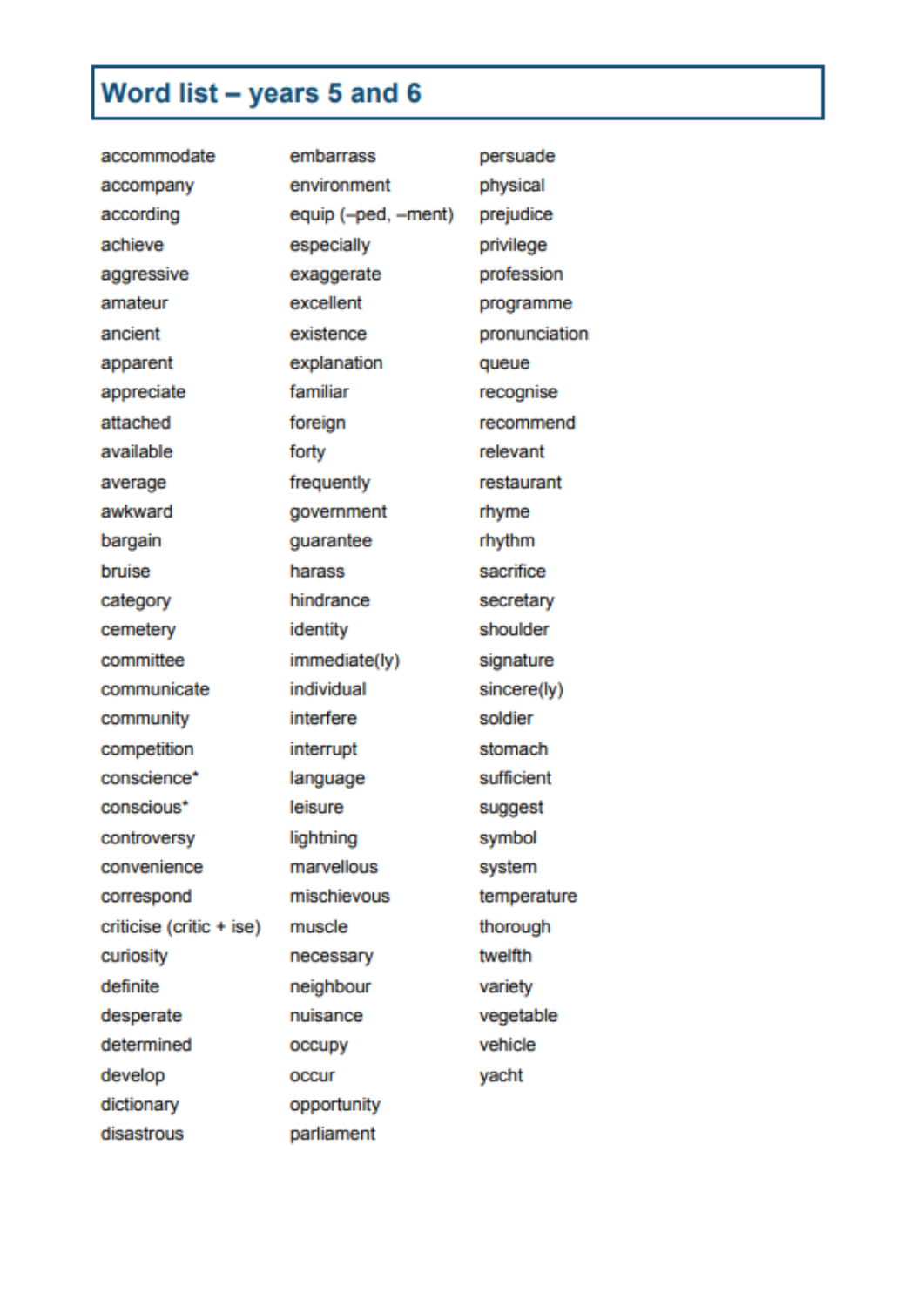# Word list – years 5 and 6

accommodate
accompany
according
achieve
aggressive
amateur
ancient
apparent
appreciate
attached
available
average
awkward
bargain
bruise
category
cemetery
committee
communicate
community
competition
conscience*
conscious*
controversy
convenience
correspond
criticise (critic + ise)
curiosity
definite
desperate
determined
develop
dictionary
disastrous
embarrass
environment
equip (–ped, –ment)
especially
exaggerate
excellent
existence
explanation
familiar
foreign
forty
frequently
government
guarantee
harass
hindrance
identity
immediate(ly)
individual
interfere
interrupt
language
leisure
lightning
marvellous
mischievous
muscle
necessary
neighbour
nuisance
occupy
occur
opportunity
parliament
persuade
physical
prejudice
privilege
profession
programme
pronunciation
queue
recognise
recommend
relevant
restaurant
rhyme
rhythm
sacrifice
secretary
shoulder
signature
sincere(ly)
soldier
stomach
sufficient
suggest
symbol
system
temperature
thorough
twelfth
variety
vegetable
vehicle
yacht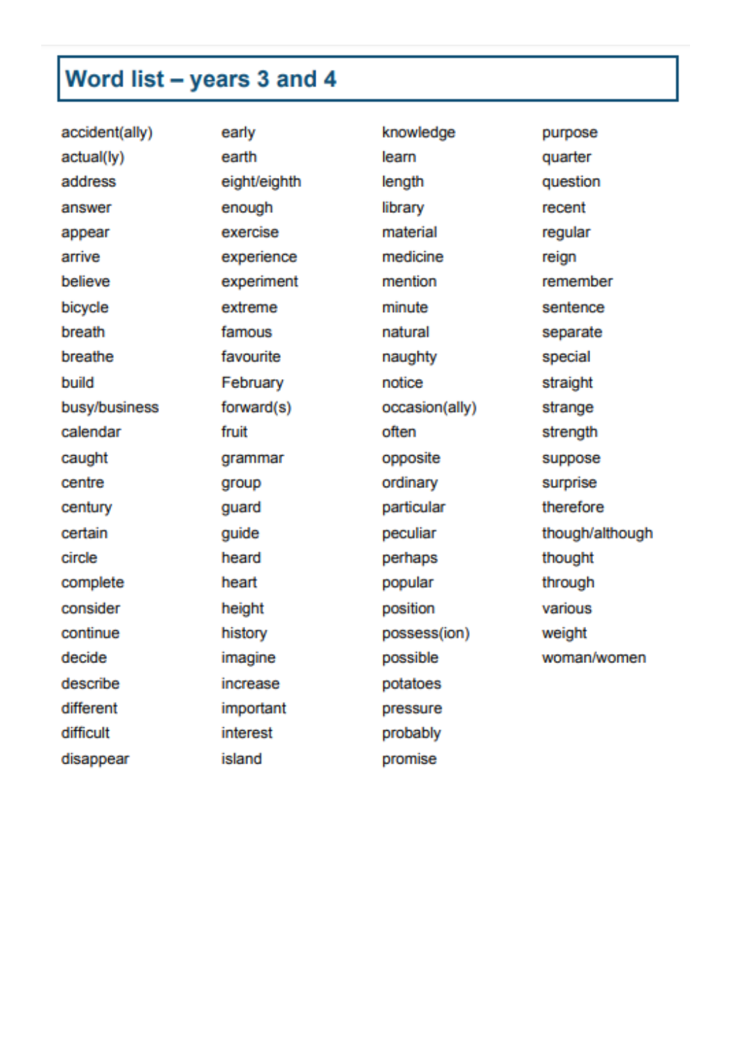# Word list – years 3 and 4

accident(ally)
actual(ly)
address
answer
appear
arrive
believe
bicycle
breath
breathe
build
busy/business
calendar
caught
centre
century
certain
circle
complete
consider
continue
decide
describe
different
difficult
disappear

early
earth
eight/eighth
enough
exercise
experience
experiment
extreme
famous
favourite
February
forward(s)
fruit
grammar
group
guard
guide
heard
heart
height
history
imagine
increase
important
interest
island

knowledge
learn
length
library
material
medicine
mention
minute
natural
naughty
notice
occasion(ally)
often
opposite
ordinary
particular
peculiar
perhaps
popular
position
possess(ion)
possible
potatoes
pressure
probably
promise

purpose
quarter
question
recent
regular
reign
remember
sentence
separate
special
straight
strange
strength
suppose
surprise
therefore
though/although
thought
through
various
weight
woman/women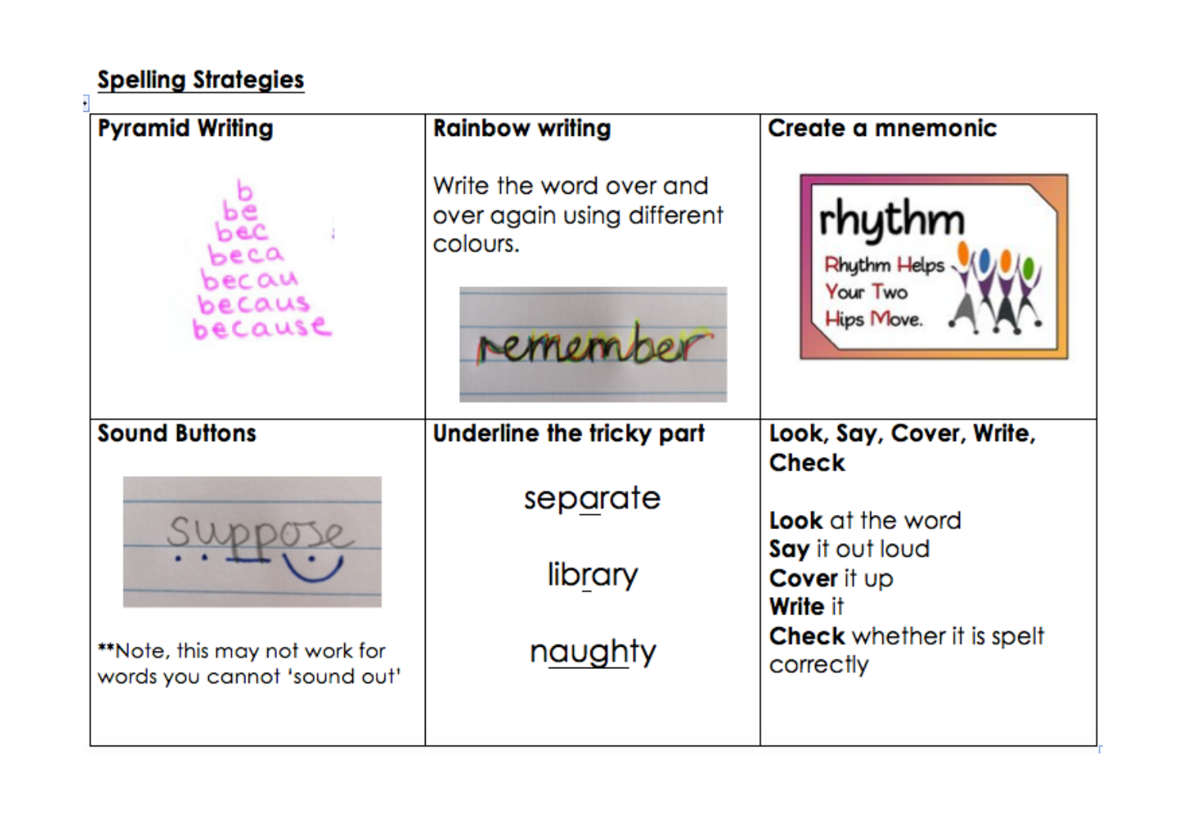## Spelling Strategies

| | | |
|---|---|---|
| **Pyramid Writing**<br><br>b<br>be<br>bec<br>beca<br>becau<br>becaus<br>because | **Rainbow writing**<br><br>Write the word over and over again using different colours.<br><br>remember | **Create a mnemonic**<br><br>rhythm<br>Rhythm Helps Your Two Hips Move. |
| **Sound Buttons**<br><br>suppose<br><br>**Note, this may not work for words you cannot 'sound out' | **Underline the tricky part**<br><br>separate<br><br>library<br><br>naughty | **Look, Say, Cover, Write, Check**<br><br>**Look** at the word<br>**Say** it out loud<br>**Cover** it up<br>**Write** it<br>**Check** whether it is spelt correctly |